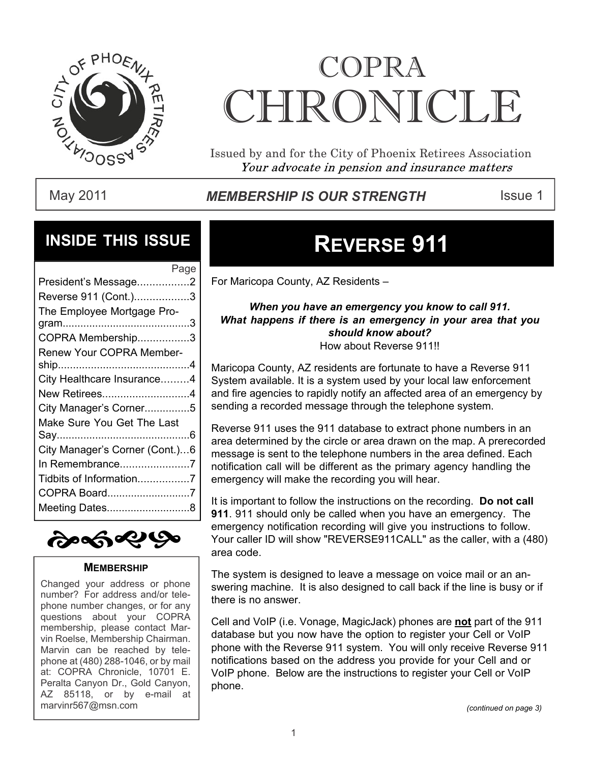# COPRA CHRONICLE

Issued by and for the City of Phoenix Retirees Association

*Your advocate in pension and insurance matters*

May 2011 | ***MEMBERSHIP IS OUR STRENGTH*** | Issue 1

## INSIDE THIS ISSUE

| | Page |
|---|---|
| President's Message | 2 |
| Reverse 911 (Cont.) | 3 |
| The Employee Mortgage Program | 3 |
| COPRA Membership | 3 |
| Renew Your COPRA Membership | 4 |
| City Healthcare Insurance | 4 |
| New Retirees | 4 |
| City Manager's Corner | 5 |
| Make Sure You Get The Last Say | 6 |
| City Manager's Corner (Cont.) | 6 |
| In Remembrance | 7 |
| Tidbits of Information | 7 |
| COPRA Board | 7 |
| Meeting Dates | 8 |

### MEMBERSHIP

Changed your address or phone number? For address and/or telephone number changes, or for any questions about your COPRA membership, please contact Marvin Roelse, Membership Chairman. Marvin can be reached by telephone at (480) 288-1046, or by mail at: COPRA Chronicle, 10701 E. Peralta Canyon Dr., Gold Canyon, AZ 85118, or by e-mail at marvinr567@msn.com

## REVERSE 911

For Maricopa County, AZ Residents –

***When you have an emergency you know to call 911.***
***What happens if there is an emergency in your area that you should know about?***
How about Reverse 911!!

Maricopa County, AZ residents are fortunate to have a Reverse 911 System available. It is a system used by your local law enforcement and fire agencies to rapidly notify an affected area of an emergency by sending a recorded message through the telephone system.

Reverse 911 uses the 911 database to extract phone numbers in an area determined by the circle or area drawn on the map. A prerecorded message is sent to the telephone numbers in the area defined. Each notification call will be different as the primary agency handling the emergency will make the recording you will hear.

It is important to follow the instructions on the recording. **Do not call 911**. 911 should only be called when you have an emergency. The emergency notification recording will give you instructions to follow. Your caller ID will show "REVERSE911CALL" as the caller, with a (480) area code.

The system is designed to leave a message on voice mail or an answering machine. It is also designed to call back if the line is busy or if there is no answer.

Cell and VoIP (i.e. Vonage, MagicJack) phones are **not** part of the 911 database but you now have the option to register your Cell or VoIP phone with the Reverse 911 system. You will only receive Reverse 911 notifications based on the address you provide for your Cell and or VoIP phone. Below are the instructions to register your Cell or VoIP phone.

*(continued on page 3)*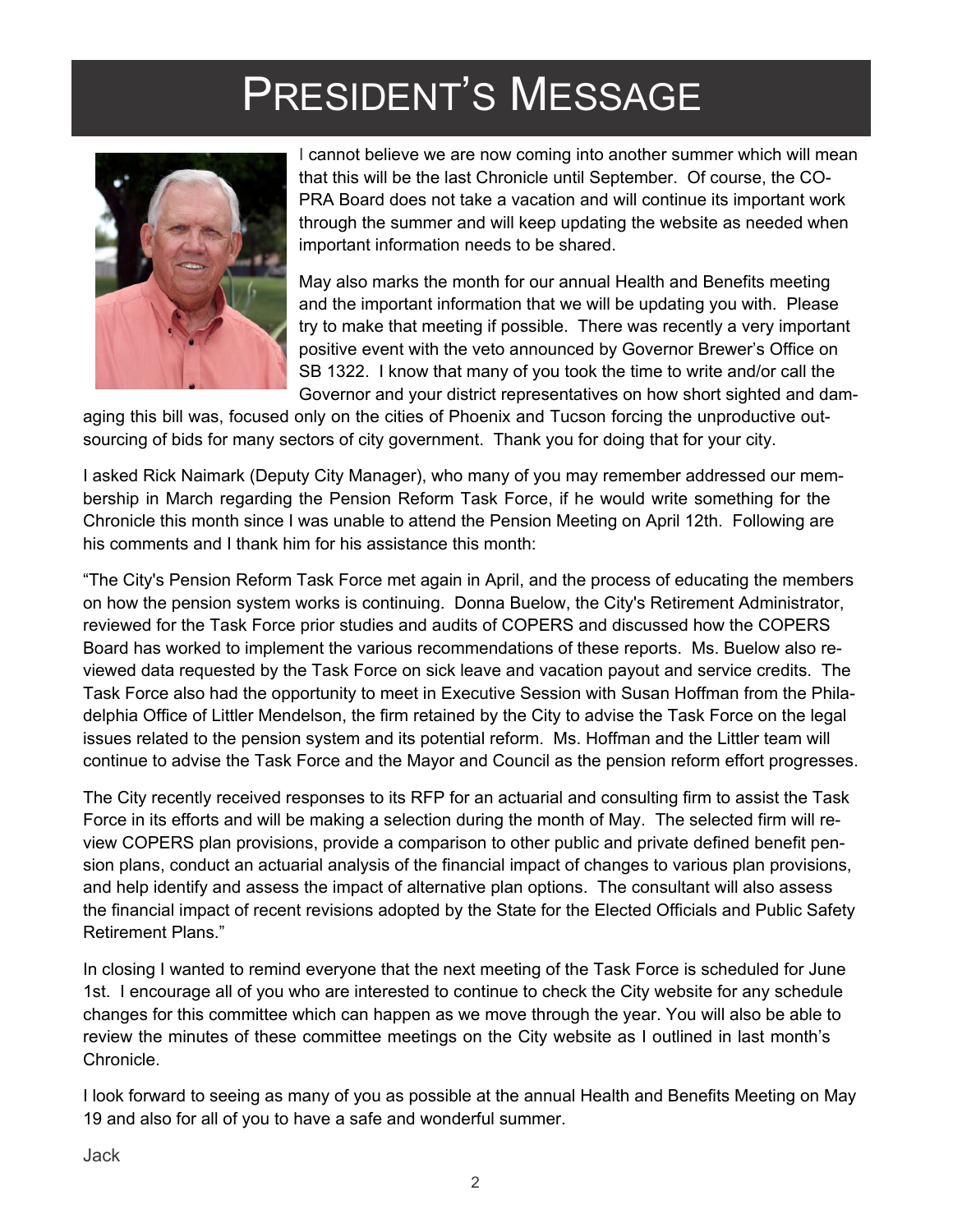# PRESIDENT'S MESSAGE

I cannot believe we are now coming into another summer which will mean that this will be the last Chronicle until September. Of course, the COPRA Board does not take a vacation and will continue its important work through the summer and will keep updating the website as needed when important information needs to be shared.

May also marks the month for our annual Health and Benefits meeting and the important information that we will be updating you with. Please try to make that meeting if possible. There was recently a very important positive event with the veto announced by Governor Brewer's Office on SB 1322. I know that many of you took the time to write and/or call the Governor and your district representatives on how short sighted and damaging this bill was, focused only on the cities of Phoenix and Tucson forcing the unproductive outsourcing of bids for many sectors of city government. Thank you for doing that for your city.

I asked Rick Naimark (Deputy City Manager), who many of you may remember addressed our membership in March regarding the Pension Reform Task Force, if he would write something for the Chronicle this month since I was unable to attend the Pension Meeting on April 12th. Following are his comments and I thank him for his assistance this month:

"The City's Pension Reform Task Force met again in April, and the process of educating the members on how the pension system works is continuing. Donna Buelow, the City's Retirement Administrator, reviewed for the Task Force prior studies and audits of COPERS and discussed how the COPERS Board has worked to implement the various recommendations of these reports. Ms. Buelow also reviewed data requested by the Task Force on sick leave and vacation payout and service credits. The Task Force also had the opportunity to meet in Executive Session with Susan Hoffman from the Philadelphia Office of Littler Mendelson, the firm retained by the City to advise the Task Force on the legal issues related to the pension system and its potential reform. Ms. Hoffman and the Littler team will continue to advise the Task Force and the Mayor and Council as the pension reform effort progresses.

The City recently received responses to its RFP for an actuarial and consulting firm to assist the Task Force in its efforts and will be making a selection during the month of May. The selected firm will review COPERS plan provisions, provide a comparison to other public and private defined benefit pension plans, conduct an actuarial analysis of the financial impact of changes to various plan provisions, and help identify and assess the impact of alternative plan options. The consultant will also assess the financial impact of recent revisions adopted by the State for the Elected Officials and Public Safety Retirement Plans."

In closing I wanted to remind everyone that the next meeting of the Task Force is scheduled for June 1st. I encourage all of you who are interested to continue to check the City website for any schedule changes for this committee which can happen as we move through the year. You will also be able to review the minutes of these committee meetings on the City website as I outlined in last month's Chronicle.

I look forward to seeing as many of you as possible at the annual Health and Benefits Meeting on May 19 and also for all of you to have a safe and wonderful summer.

Jack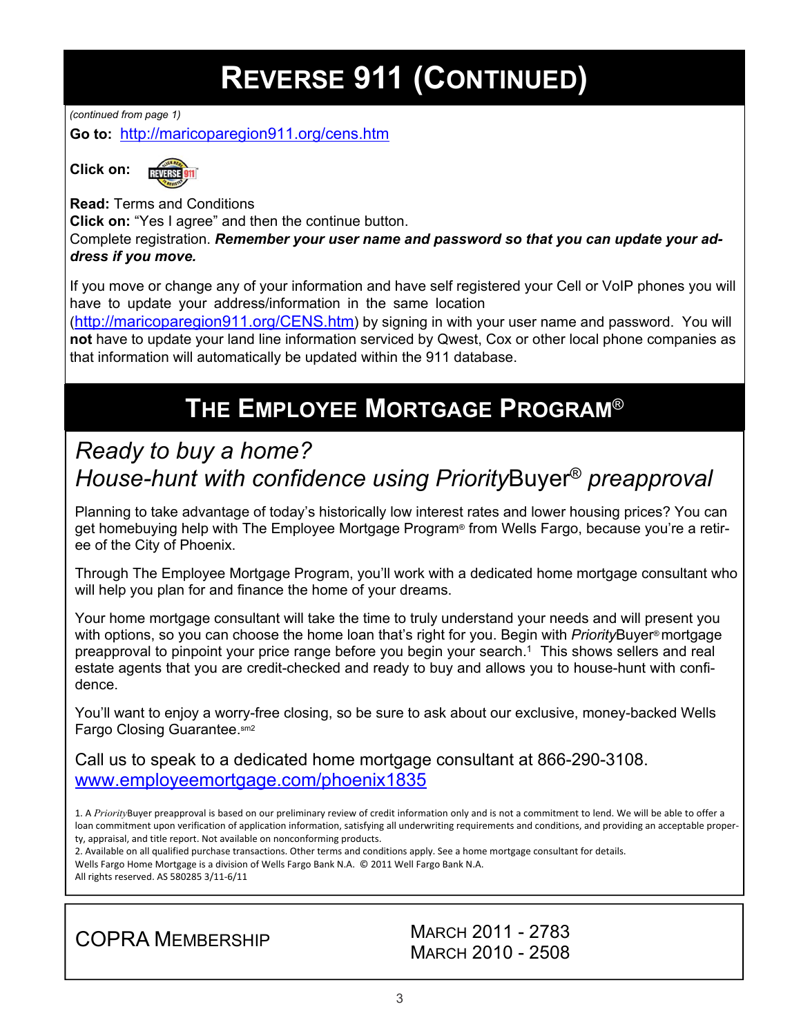# Reverse 911 (Continued)

*(continued from page 1)*

**Go to:** http://maricoparegion911.org/cens.htm

**Click on:**

**Read:** Terms and Conditions
**Click on:** "Yes I agree" and then the continue button.
Complete registration. ***Remember your user name and password so that you can update your address if you move.***

If you move or change any of your information and have self registered your Cell or VoIP phones you will have to update your address/information in the same location (http://maricoparegion911.org/CENS.htm) by signing in with your user name and password. You will **not** have to update your land line information serviced by Qwest, Cox or other local phone companies as that information will automatically be updated within the 911 database.

# The Employee Mortgage Program®

## *Ready to buy a home?*
## *House-hunt with confidence using Priority*Buyer® *preapproval*

Planning to take advantage of today's historically low interest rates and lower housing prices? You can get homebuying help with The Employee Mortgage Program® from Wells Fargo, because you're a retiree of the City of Phoenix.

Through The Employee Mortgage Program, you'll work with a dedicated home mortgage consultant who will help you plan for and finance the home of your dreams.

Your home mortgage consultant will take the time to truly understand your needs and will present you with options, so you can choose the home loan that's right for you. Begin with *Priority*Buyer® mortgage preapproval to pinpoint your price range before you begin your search.[1] This shows sellers and real estate agents that you are credit-checked and ready to buy and allows you to house-hunt with confidence.

You'll want to enjoy a worry-free closing, so be sure to ask about our exclusive, money-backed Wells Fargo Closing Guarantee.[sm2]

Call us to speak to a dedicated home mortgage consultant at 866-290-3108.
www.employeemortgage.com/phoenix1835

1. A *Priority*Buyer preapproval is based on our preliminary review of credit information only and is not a commitment to lend. We will be able to offer a loan commitment upon verification of application information, satisfying all underwriting requirements and conditions, and providing an acceptable property, appraisal, and title report. Not available on nonconforming products.
2. Available on all qualified purchase transactions. Other terms and conditions apply. See a home mortgage consultant for details.
Wells Fargo Home Mortgage is a division of Wells Fargo Bank N.A. © 2011 Well Fargo Bank N.A.
All rights reserved. AS 580285 3/11-6/11

## COPRA Membership

March 2011 - 2783
March 2010 - 2508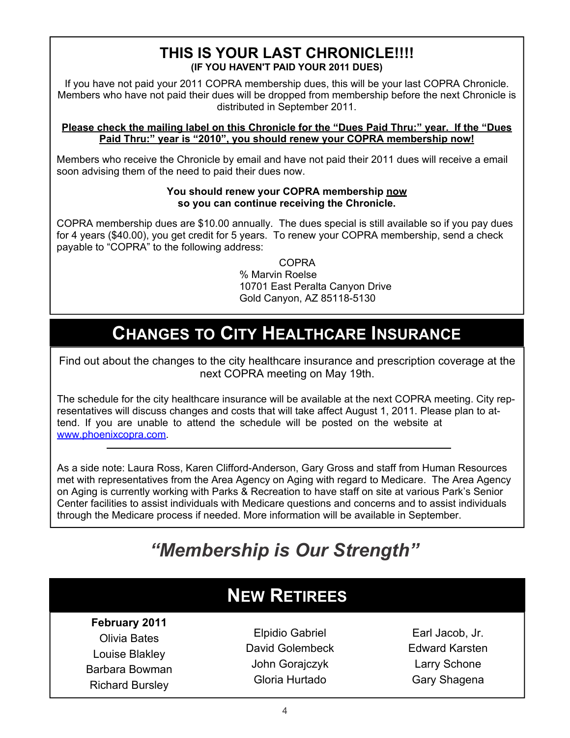## THIS IS YOUR LAST CHRONICLE!!!!

**(IF YOU HAVEN'T PAID YOUR 2011 DUES)**

If you have not paid your 2011 COPRA membership dues, this will be your last COPRA Chronicle. Members who have not paid their dues will be dropped from membership before the next Chronicle is distributed in September 2011.

**Please check the mailing label on this Chronicle for the "Dues Paid Thru:" year. If the "Dues Paid Thru:" year is "2010", you should renew your COPRA membership now!**

Members who receive the Chronicle by email and have not paid their 2011 dues will receive a email soon advising them of the need to paid their dues now.

**You should renew your COPRA membership now so you can continue receiving the Chronicle.**

COPRA membership dues are $10.00 annually. The dues special is still available so if you pay dues for 4 years ($40.00), you get credit for 5 years. To renew your COPRA membership, send a check payable to "COPRA" to the following address:

COPRA
% Marvin Roelse
10701 East Peralta Canyon Drive
Gold Canyon, AZ 85118-5130

## CHANGES TO CITY HEALTHCARE INSURANCE

Find out about the changes to the city healthcare insurance and prescription coverage at the next COPRA meeting on May 19th.

The schedule for the city healthcare insurance will be available at the next COPRA meeting. City representatives will discuss changes and costs that will take affect August 1, 2011. Please plan to attend. If you are unable to attend the schedule will be posted on the website at www.phoenixcopra.com.

---

As a side note: Laura Ross, Karen Clifford-Anderson, Gary Gross and staff from Human Resources met with representatives from the Area Agency on Aging with regard to Medicare. The Area Agency on Aging is currently working with Parks & Recreation to have staff on site at various Park's Senior Center facilities to assist individuals with Medicare questions and concerns and to assist individuals through the Medicare process if needed. More information will be available in September.

*"Membership is Our Strength"*

## NEW RETIREES

**February 2011**

Olivia Bates
Louise Blakley
Barbara Bowman
Richard Bursley
Elpidio Gabriel
David Golembeck
John Gorajczyk
Gloria Hurtado
Earl Jacob, Jr.
Edward Karsten
Larry Schone
Gary Shagena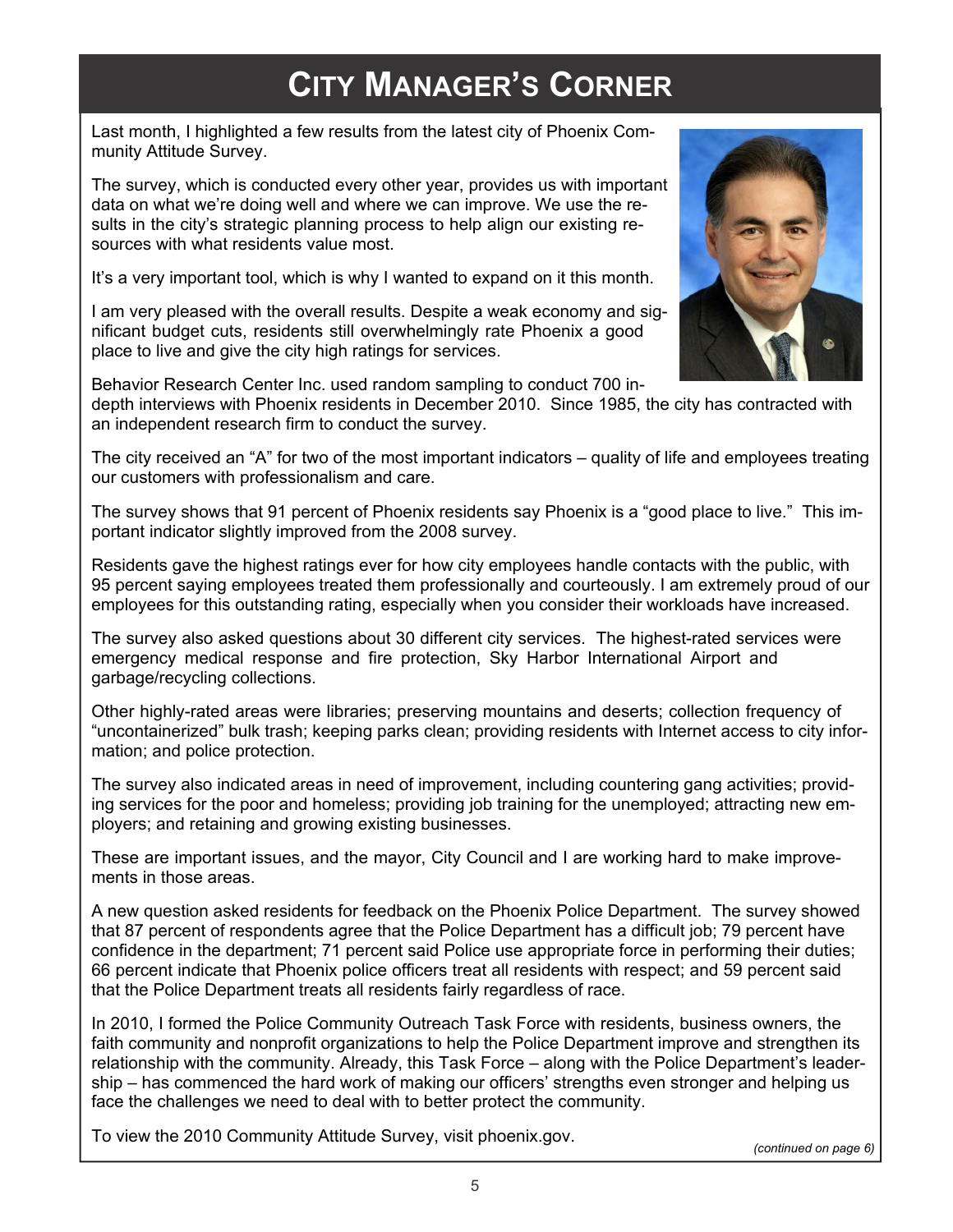# City Manager's Corner

Last month, I highlighted a few results from the latest city of Phoenix Community Attitude Survey.

The survey, which is conducted every other year, provides us with important data on what we're doing well and where we can improve. We use the results in the city's strategic planning process to help align our existing resources with what residents value most.

It's a very important tool, which is why I wanted to expand on it this month.

I am very pleased with the overall results. Despite a weak economy and significant budget cuts, residents still overwhelmingly rate Phoenix a good place to live and give the city high ratings for services.

Behavior Research Center Inc. used random sampling to conduct 700 in-depth interviews with Phoenix residents in December 2010. Since 1985, the city has contracted with an independent research firm to conduct the survey.

The city received an "A" for two of the most important indicators – quality of life and employees treating our customers with professionalism and care.

The survey shows that 91 percent of Phoenix residents say Phoenix is a "good place to live." This important indicator slightly improved from the 2008 survey.

Residents gave the highest ratings ever for how city employees handle contacts with the public, with 95 percent saying employees treated them professionally and courteously. I am extremely proud of our employees for this outstanding rating, especially when you consider their workloads have increased.

The survey also asked questions about 30 different city services. The highest-rated services were emergency medical response and fire protection, Sky Harbor International Airport and garbage/recycling collections.

Other highly-rated areas were libraries; preserving mountains and deserts; collection frequency of "uncontainerized" bulk trash; keeping parks clean; providing residents with Internet access to city information; and police protection.

The survey also indicated areas in need of improvement, including countering gang activities; providing services for the poor and homeless; providing job training for the unemployed; attracting new employers; and retaining and growing existing businesses.

These are important issues, and the mayor, City Council and I are working hard to make improvements in those areas.

A new question asked residents for feedback on the Phoenix Police Department. The survey showed that 87 percent of respondents agree that the Police Department has a difficult job; 79 percent have confidence in the department; 71 percent said Police use appropriate force in performing their duties; 66 percent indicate that Phoenix police officers treat all residents with respect; and 59 percent said that the Police Department treats all residents fairly regardless of race.

In 2010, I formed the Police Community Outreach Task Force with residents, business owners, the faith community and nonprofit organizations to help the Police Department improve and strengthen its relationship with the community. Already, this Task Force – along with the Police Department's leadership – has commenced the hard work of making our officers' strengths even stronger and helping us face the challenges we need to deal with to better protect the community.

To view the 2010 Community Attitude Survey, visit phoenix.gov.

*(continued on page 6)*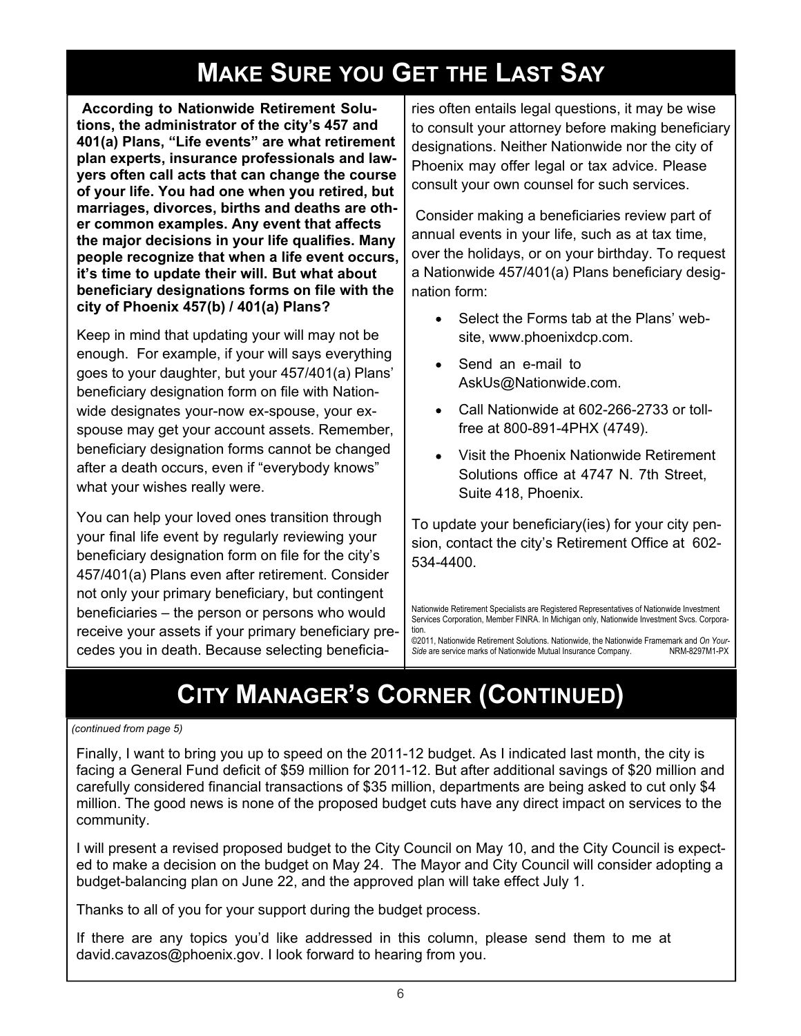# Make Sure You Get the Last Say

**According to Nationwide Retirement Solutions, the administrator of the city's 457 and 401(a) Plans, "Life events" are what retirement plan experts, insurance professionals and lawyers often call acts that can change the course of your life. You had one when you retired, but marriages, divorces, births and deaths are other common examples. Any event that affects the major decisions in your life qualifies. Many people recognize that when a life event occurs, it's time to update their will. But what about beneficiary designations forms on file with the city of Phoenix 457(b) / 401(a) Plans?**

Keep in mind that updating your will may not be enough. For example, if your will says everything goes to your daughter, but your 457/401(a) Plans' beneficiary designation form on file with Nationwide designates your-now ex-spouse, your ex-spouse may get your account assets. Remember, beneficiary designation forms cannot be changed after a death occurs, even if "everybody knows" what your wishes really were.

You can help your loved ones transition through your final life event by regularly reviewing your beneficiary designation form on file for the city's 457/401(a) Plans even after retirement. Consider not only your primary beneficiary, but contingent beneficiaries – the person or persons who would receive your assets if your primary beneficiary precedes you in death. Because selecting beneficiaries often entails legal questions, it may be wise to consult your attorney before making beneficiary designations. Neither Nationwide nor the city of Phoenix may offer legal or tax advice. Please consult your own counsel for such services.

Consider making a beneficiaries review part of annual events in your life, such as at tax time, over the holidays, or on your birthday. To request a Nationwide 457/401(a) Plans beneficiary designation form:

- Select the Forms tab at the Plans' website, www.phoenixdcp.com.
- Send an e-mail to AskUs@Nationwide.com.
- Call Nationwide at 602-266-2733 or toll-free at 800-891-4PHX (4749).
- Visit the Phoenix Nationwide Retirement Solutions office at 4747 N. 7th Street, Suite 418, Phoenix.

To update your beneficiary(ies) for your city pension, contact the city's Retirement Office at 602-534-4400.

Nationwide Retirement Specialists are Registered Representatives of Nationwide Investment Services Corporation, Member FINRA. In Michigan only, Nationwide Investment Svcs. Corporation.
©2011, Nationwide Retirement Solutions. Nationwide, the Nationwide Framemark and *On Your-Side* are service marks of Nationwide Mutual Insurance Company. NRM-8297M1-PX

# City Manager's Corner (Continued)

*(continued from page 5)*

Finally, I want to bring you up to speed on the 2011-12 budget. As I indicated last month, the city is facing a General Fund deficit of $59 million for 2011-12. But after additional savings of $20 million and carefully considered financial transactions of $35 million, departments are being asked to cut only $4 million. The good news is none of the proposed budget cuts have any direct impact on services to the community.

I will present a revised proposed budget to the City Council on May 10, and the City Council is expected to make a decision on the budget on May 24. The Mayor and City Council will consider adopting a budget-balancing plan on June 22, and the approved plan will take effect July 1.

Thanks to all of you for your support during the budget process.

If there are any topics you'd like addressed in this column, please send them to me at david.cavazos@phoenix.gov. I look forward to hearing from you.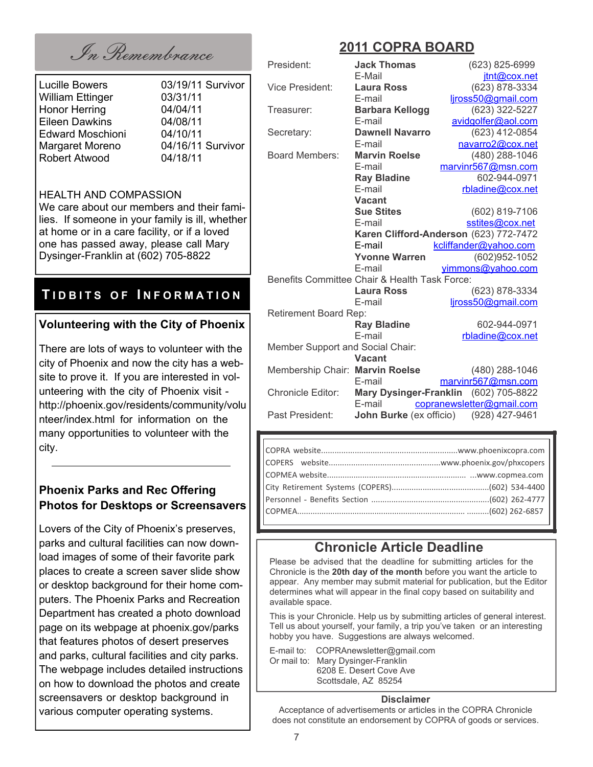# In Remembrance

| | |
|---|---|
| Lucille Bowers | 03/19/11 Survivor |
| William Ettinger | 03/31/11 |
| Honor Herring | 04/04/11 |
| Eileen Dawkins | 04/08/11 |
| Edward Moschioni | 04/10/11 |
| Margaret Moreno | 04/16/11 Survivor |
| Robert Atwood | 04/18/11 |

HEALTH AND COMPASSION
We care about our members and their families. If someone in your family is ill, whether at home or in a care facility, or if a loved one has passed away, please call Mary Dysinger-Franklin at (602) 705-8822

# TIDBITS OF INFORMATION

## Volunteering with the City of Phoenix

There are lots of ways to volunteer with the city of Phoenix and now the city has a website to prove it. If you are interested in volunteering with the city of Phoenix visit - http://phoenix.gov/residents/community/volunteer/index.html for information on the many opportunities to volunteer with the city.

---

## Phoenix Parks and Rec Offering Photos for Desktops or Screensavers

Lovers of the City of Phoenix's preserves, parks and cultural facilities can now download images of some of their favorite park places to create a screen saver slide show or desktop background for their home computers. The Phoenix Parks and Recreation Department has created a photo download page on its webpage at phoenix.gov/parks that features photos of desert preserves and parks, cultural facilities and city parks. The webpage includes detailed instructions on how to download the photos and create screensavers or desktop background in various computer operating systems.

# 2011 COPRA BOARD

| | | |
|---|---|---|
| President: | **Jack Thomas** | (623) 825-6999 |
| | E-Mail | jtnt@cox.net |
| Vice President: | **Laura Ross** | (623) 878-3334 |
| | E-mail | ljross50@gmail.com |
| Treasurer: | **Barbara Kellogg** | (623) 322-5227 |
| | E-mail | avidgolfer@aol.com |
| Secretary: | **Dawnell Navarro** | (623) 412-0854 |
| | E-mail | navarro2@cox.net |
| Board Members: | **Marvin Roelse** | (480) 288-1046 |
| | E-mail | marvinr567@msn.com |
| | **Ray Bladine** | 602-944-0971 |
| | E-mail | rbladine@cox.net |
| | **Vacant** | |
| | **Sue Stites** | (602) 819-7106 |
| | E-mail | sstites@cox.net |
| | **Karen Clifford-Anderson** | (623) 772-7472 |
| | E-mail | kcliffander@yahoo.com |
| | **Yvonne Warren** | (602)952-1052 |
| | E-mail | yimmons@yahoo.com |
| Benefits Committee Chair & Health Task Force: | | |
| | **Laura Ross** | (623) 878-3334 |
| | E-mail | ljross50@gmail.com |
| Retirement Board Rep: | | |
| | **Ray Bladine** | 602-944-0971 |
| | E-mail | rbladine@cox.net |
| Member Support and Social Chair: | | |
| | **Vacant** | |
| Membership Chair: | **Marvin Roelse** | (480) 288-1046 |
| | E-mail | marvinr567@msn.com |
| Chronicle Editor: | **Mary Dysinger-Franklin** | (602) 705-8822 |
| | E-mail | copranewsletter@gmail.com |
| Past President: | **John Burke** (ex officio) | (928) 427-9461 |

COPRA website............www.phoenixcopra.com
COPERS website............www.phoenix.gov/phxcopers
COPMEA website............www.copmea.com
City Retirement Systems (COPERS)............(602) 534-4400
Personnel - Benefits Section............(602) 262-4777
COPMEA............(602) 262-6857

## Chronicle Article Deadline

Please be advised that the deadline for submitting articles for the Chronicle is the **20th day of the month** before you want the article to appear. Any member may submit material for publication, but the Editor determines what will appear in the final copy based on suitability and available space.

This is your Chronicle. Help us by submitting articles of general interest. Tell us about yourself, your family, a trip you've taken or an interesting hobby you have. Suggestions are always welcomed.

E-mail to: COPRAnewsletter@gmail.com
Or mail to: Mary Dysinger-Franklin
6208 E. Desert Cove Ave
Scottsdale, AZ 85254

**Disclaimer**

Acceptance of advertisements or articles in the COPRA Chronicle does not constitute an endorsement by COPRA of goods or services.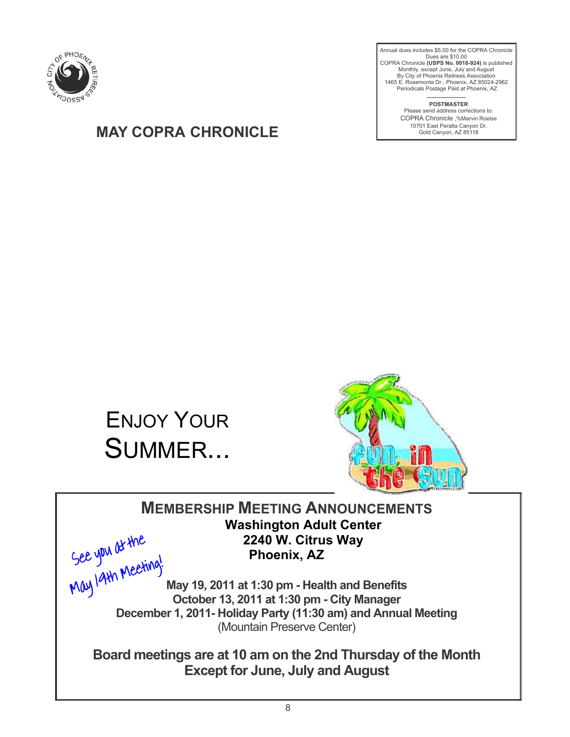Annual dues includes $5.00 for the COPRA Chronicle
Dues are $10.00
COPRA Chronicle **(USPS No. 0016-924)** is published
Monthly, except June, July and August
By City of Phoenix Retirees Association
1465 E. Rosemonte Dr., Phoenix, AZ 85024-2962
Periodicals Postage Paid at Phoenix, AZ

**POSTMASTER**
Please send address corrections to:
COPRA Chronicle ,%Marvin Roelse
10701 East Peralta Canyon Dr.
Gold Canyon, AZ 85118

# MAY COPRA CHRONICLE

## ENJOY YOUR SUMMER...

## MEMBERSHIP MEETING ANNOUNCEMENTS

**Washington Adult Center**
**2240 W. Citrus Way**
**Phoenix, AZ**

*See you at the May 19th Meeting!*

**May 19, 2011 at 1:30 pm - Health and Benefits**
**October 13, 2011 at 1:30 pm - City Manager**
**December 1, 2011- Holiday Party (11:30 am) and Annual Meeting**
(Mountain Preserve Center)

**Board meetings are at 10 am on the 2nd Thursday of the Month**
**Except for June, July and August**